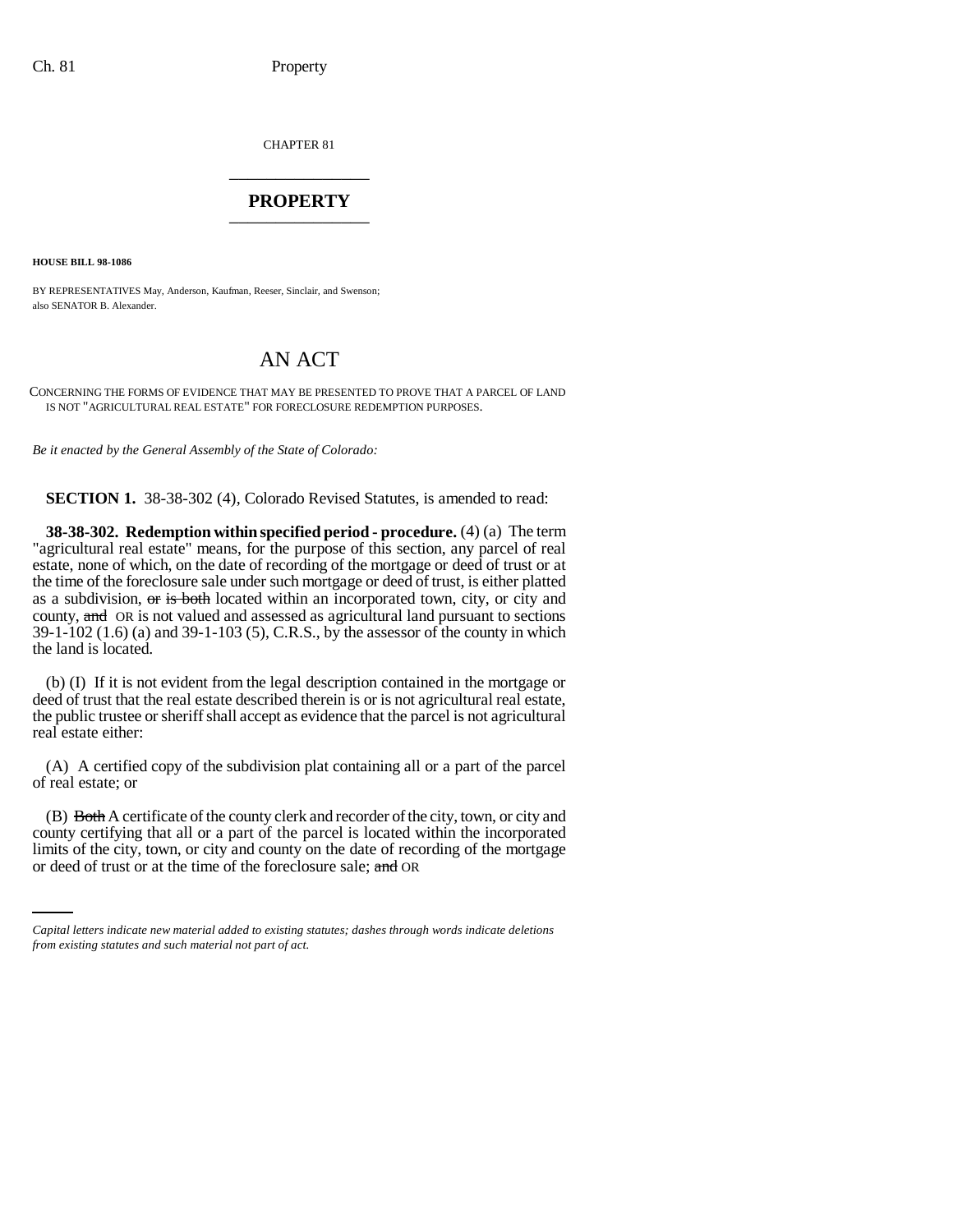CHAPTER 81

# PROPERTY

**HOUSE BILL 98-1086**

BY REPRESENTATIVES May, Anderson, Kaufman, Reeser, Sinclair, and Swenson; also SENATOR B. Alexander.

# AN ACT

CONCERNING THE FORMS OF EVIDENCE THAT MAY BE PRESENTED TO PROVE THAT A PARCEL OF LAND IS NOT "AGRICULTURAL REAL ESTATE" FOR FORECLOSURE REDEMPTION PURPOSES.

*Be it enacted by the General Assembly of the State of Colorado:*

**SECTION 1.** 38-38-302 (4), Colorado Revised Statutes, is amended to read:

**38-38-302. Redemption within specified period - procedure.** (4) (a) The term "agricultural real estate" means, for the purpose of this section, any parcel of real estate, none of which, on the date of recording of the mortgage or deed of trust or at the time of the foreclosure sale under such mortgage or deed of trust, is either platted as a subdivision, ~~or is both~~ located within an incorporated town, city, or city and county, ~~and~~ OR is not valued and assessed as agricultural land pursuant to sections 39-1-102 (1.6) (a) and 39-1-103 (5), C.R.S., by the assessor of the county in which the land is located.

(b) (I) If it is not evident from the legal description contained in the mortgage or deed of trust that the real estate described therein is or is not agricultural real estate, the public trustee or sheriff shall accept as evidence that the parcel is not agricultural real estate either:

(A) A certified copy of the subdivision plat containing all or a part of the parcel of real estate; or

(B) ~~Both~~ A certificate of the county clerk and recorder of the city, town, or city and county certifying that all or a part of the parcel is located within the incorporated limits of the city, town, or city and county on the date of recording of the mortgage or deed of trust or at the time of the foreclosure sale; ~~and~~ OR

*Capital letters indicate new material added to existing statutes; dashes through words indicate deletions from existing statutes and such material not part of act.*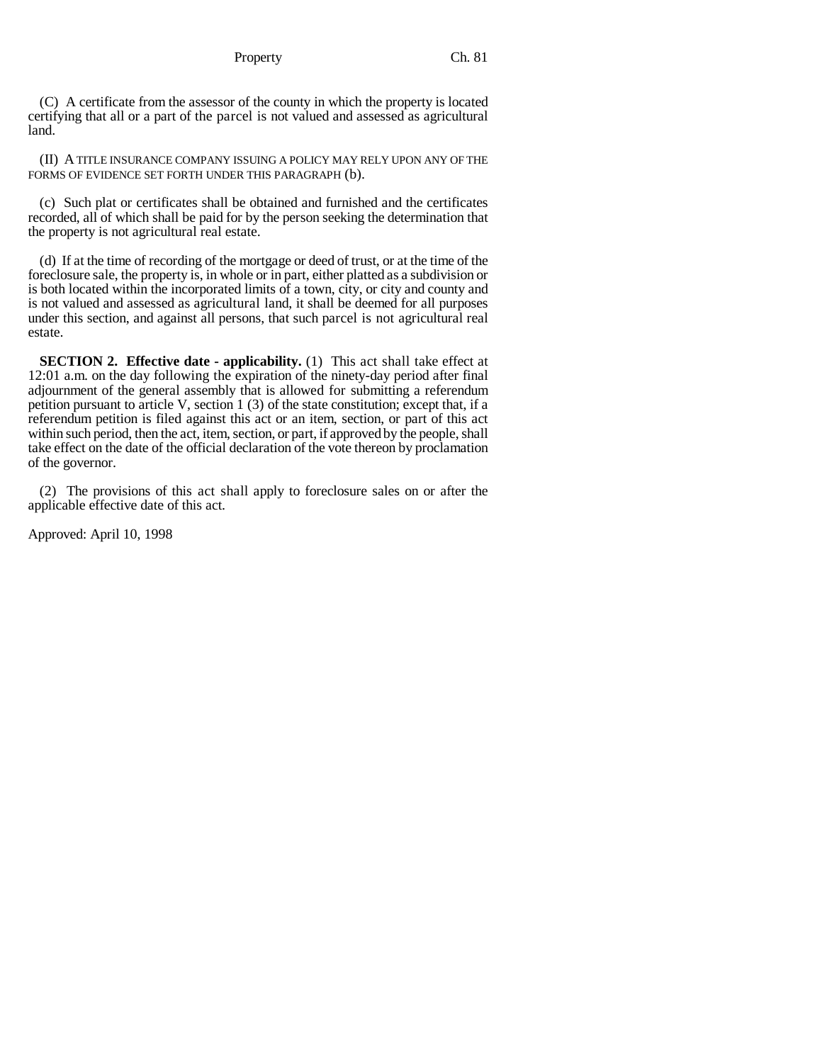(C) A certificate from the assessor of the county in which the property is located certifying that all or a part of the parcel is not valued and assessed as agricultural land.

(II) A TITLE INSURANCE COMPANY ISSUING A POLICY MAY RELY UPON ANY OF THE FORMS OF EVIDENCE SET FORTH UNDER THIS PARAGRAPH (b).

(c) Such plat or certificates shall be obtained and furnished and the certificates recorded, all of which shall be paid for by the person seeking the determination that the property is not agricultural real estate.

(d) If at the time of recording of the mortgage or deed of trust, or at the time of the foreclosure sale, the property is, in whole or in part, either platted as a subdivision or is both located within the incorporated limits of a town, city, or city and county and is not valued and assessed as agricultural land, it shall be deemed for all purposes under this section, and against all persons, that such parcel is not agricultural real estate.

**SECTION 2. Effective date - applicability.** (1) This act shall take effect at 12:01 a.m. on the day following the expiration of the ninety-day period after final adjournment of the general assembly that is allowed for submitting a referendum petition pursuant to article V, section 1 (3) of the state constitution; except that, if a referendum petition is filed against this act or an item, section, or part of this act within such period, then the act, item, section, or part, if approved by the people, shall take effect on the date of the official declaration of the vote thereon by proclamation of the governor.

(2) The provisions of this act shall apply to foreclosure sales on or after the applicable effective date of this act.

Approved: April 10, 1998